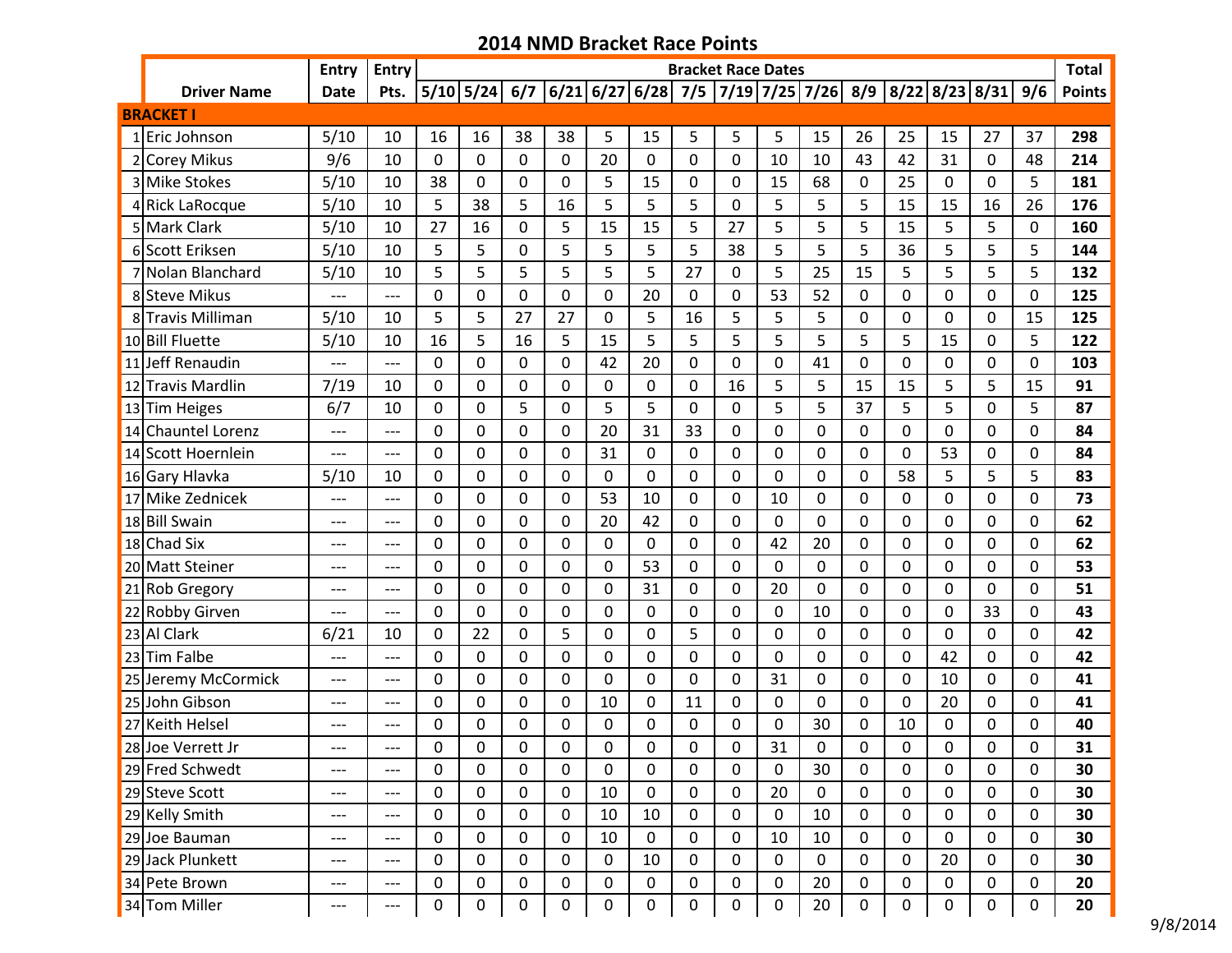# 2014 NMD Bracket Race Points

| | Driver Name | Entry Date | Entry Pts. | 5/10 | 5/24 | 6/7 | 6/21 | 6/27 | 6/28 | 7/5 | 7/19 | 7/25 | 7/26 | 8/9 | 8/22 | 8/23 | 8/31 | 9/6 | Total Points |
|---|---|---|---|---|---|---|---|---|---|---|---|---|---|---|---|---|---|---|---|
| | | | | Bracket Race Dates | | | | | | | | | | | | | | | |
| **BRACKET I** | | | | | | | | | | | | | | | | | | | |
| 1 | Eric Johnson | 5/10 | 10 | 16 | 16 | 38 | 38 | 5 | 15 | 5 | 5 | 5 | 15 | 26 | 25 | 15 | 27 | 37 | **298** |
| 2 | Corey Mikus | 9/6 | 10 | 0 | 0 | 0 | 0 | 20 | 0 | 0 | 0 | 10 | 10 | 43 | 42 | 31 | 0 | 48 | **214** |
| 3 | Mike Stokes | 5/10 | 10 | 38 | 0 | 0 | 0 | 5 | 15 | 0 | 0 | 15 | 68 | 0 | 25 | 0 | 0 | 5 | **181** |
| 4 | Rick LaRocque | 5/10 | 10 | 5 | 38 | 5 | 16 | 5 | 5 | 5 | 0 | 5 | 5 | 5 | 15 | 15 | 16 | 26 | **176** |
| 5 | Mark Clark | 5/10 | 10 | 27 | 16 | 0 | 5 | 15 | 15 | 5 | 27 | 5 | 5 | 5 | 15 | 5 | 5 | 0 | **160** |
| 6 | Scott Eriksen | 5/10 | 10 | 5 | 5 | 0 | 5 | 5 | 5 | 5 | 38 | 5 | 5 | 5 | 36 | 5 | 5 | 5 | **144** |
| 7 | Nolan Blanchard | 5/10 | 10 | 5 | 5 | 5 | 5 | 5 | 5 | 27 | 0 | 5 | 25 | 15 | 5 | 5 | 5 | 5 | **132** |
| 8 | Steve Mikus | --- | --- | 0 | 0 | 0 | 0 | 0 | 20 | 0 | 0 | 53 | 52 | 0 | 0 | 0 | 0 | 0 | **125** |
| 8 | Travis Milliman | 5/10 | 10 | 5 | 5 | 27 | 27 | 0 | 5 | 16 | 5 | 5 | 5 | 0 | 0 | 0 | 0 | 15 | **125** |
| 10 | Bill Fluette | 5/10 | 10 | 16 | 5 | 16 | 5 | 15 | 5 | 5 | 5 | 5 | 5 | 5 | 5 | 15 | 0 | 5 | **122** |
| 11 | Jeff Renaudin | --- | --- | 0 | 0 | 0 | 0 | 42 | 20 | 0 | 0 | 0 | 41 | 0 | 0 | 0 | 0 | 0 | **103** |
| 12 | Travis Mardlin | 7/19 | 10 | 0 | 0 | 0 | 0 | 0 | 0 | 0 | 16 | 5 | 5 | 15 | 15 | 5 | 5 | 15 | **91** |
| 13 | Tim Heiges | 6/7 | 10 | 0 | 0 | 5 | 0 | 5 | 5 | 0 | 0 | 5 | 5 | 37 | 5 | 5 | 0 | 5 | **87** |
| 14 | Chauntel Lorenz | --- | --- | 0 | 0 | 0 | 0 | 20 | 31 | 33 | 0 | 0 | 0 | 0 | 0 | 0 | 0 | 0 | **84** |
| 14 | Scott Hoernlein | --- | --- | 0 | 0 | 0 | 0 | 31 | 0 | 0 | 0 | 0 | 0 | 0 | 0 | 53 | 0 | 0 | **84** |
| 16 | Gary Hlavka | 5/10 | 10 | 0 | 0 | 0 | 0 | 0 | 0 | 0 | 0 | 0 | 0 | 0 | 58 | 5 | 5 | 5 | **83** |
| 17 | Mike Zednicek | --- | --- | 0 | 0 | 0 | 0 | 53 | 10 | 0 | 0 | 10 | 0 | 0 | 0 | 0 | 0 | 0 | **73** |
| 18 | Bill Swain | --- | --- | 0 | 0 | 0 | 0 | 20 | 42 | 0 | 0 | 0 | 0 | 0 | 0 | 0 | 0 | 0 | **62** |
| 18 | Chad Six | --- | --- | 0 | 0 | 0 | 0 | 0 | 0 | 0 | 0 | 42 | 20 | 0 | 0 | 0 | 0 | 0 | **62** |
| 20 | Matt Steiner | --- | --- | 0 | 0 | 0 | 0 | 0 | 53 | 0 | 0 | 0 | 0 | 0 | 0 | 0 | 0 | 0 | **53** |
| 21 | Rob Gregory | --- | --- | 0 | 0 | 0 | 0 | 0 | 31 | 0 | 0 | 20 | 0 | 0 | 0 | 0 | 0 | 0 | **51** |
| 22 | Robby Girven | --- | --- | 0 | 0 | 0 | 0 | 0 | 0 | 0 | 0 | 0 | 10 | 0 | 0 | 0 | 33 | 0 | **43** |
| 23 | Al Clark | 6/21 | 10 | 0 | 22 | 0 | 5 | 0 | 0 | 5 | 0 | 0 | 0 | 0 | 0 | 0 | 0 | 0 | **42** |
| 23 | Tim Falbe | --- | --- | 0 | 0 | 0 | 0 | 0 | 0 | 0 | 0 | 0 | 0 | 0 | 0 | 42 | 0 | 0 | **42** |
| 25 | Jeremy McCormick | --- | --- | 0 | 0 | 0 | 0 | 0 | 0 | 0 | 0 | 31 | 0 | 0 | 0 | 10 | 0 | 0 | **41** |
| 25 | John Gibson | --- | --- | 0 | 0 | 0 | 0 | 10 | 0 | 11 | 0 | 0 | 0 | 0 | 0 | 20 | 0 | 0 | **41** |
| 27 | Keith Helsel | --- | --- | 0 | 0 | 0 | 0 | 0 | 0 | 0 | 0 | 0 | 30 | 0 | 10 | 0 | 0 | 0 | **40** |
| 28 | Joe Verrett Jr | --- | --- | 0 | 0 | 0 | 0 | 0 | 0 | 0 | 0 | 31 | 0 | 0 | 0 | 0 | 0 | 0 | **31** |
| 29 | Fred Schwedt | --- | --- | 0 | 0 | 0 | 0 | 0 | 0 | 0 | 0 | 0 | 30 | 0 | 0 | 0 | 0 | 0 | **30** |
| 29 | Steve Scott | --- | --- | 0 | 0 | 0 | 0 | 10 | 0 | 0 | 0 | 20 | 0 | 0 | 0 | 0 | 0 | 0 | **30** |
| 29 | Kelly Smith | --- | --- | 0 | 0 | 0 | 0 | 10 | 10 | 0 | 0 | 0 | 10 | 0 | 0 | 0 | 0 | 0 | **30** |
| 29 | Joe Bauman | --- | --- | 0 | 0 | 0 | 0 | 10 | 0 | 0 | 0 | 10 | 10 | 0 | 0 | 0 | 0 | 0 | **30** |
| 29 | Jack Plunkett | --- | --- | 0 | 0 | 0 | 0 | 0 | 10 | 0 | 0 | 0 | 0 | 0 | 0 | 20 | 0 | 0 | **30** |
| 34 | Pete Brown | --- | --- | 0 | 0 | 0 | 0 | 0 | 0 | 0 | 0 | 0 | 20 | 0 | 0 | 0 | 0 | 0 | **20** |
| 34 | Tom Miller | --- | --- | 0 | 0 | 0 | 0 | 0 | 0 | 0 | 0 | 0 | 20 | 0 | 0 | 0 | 0 | 0 | **20** |

9/8/2014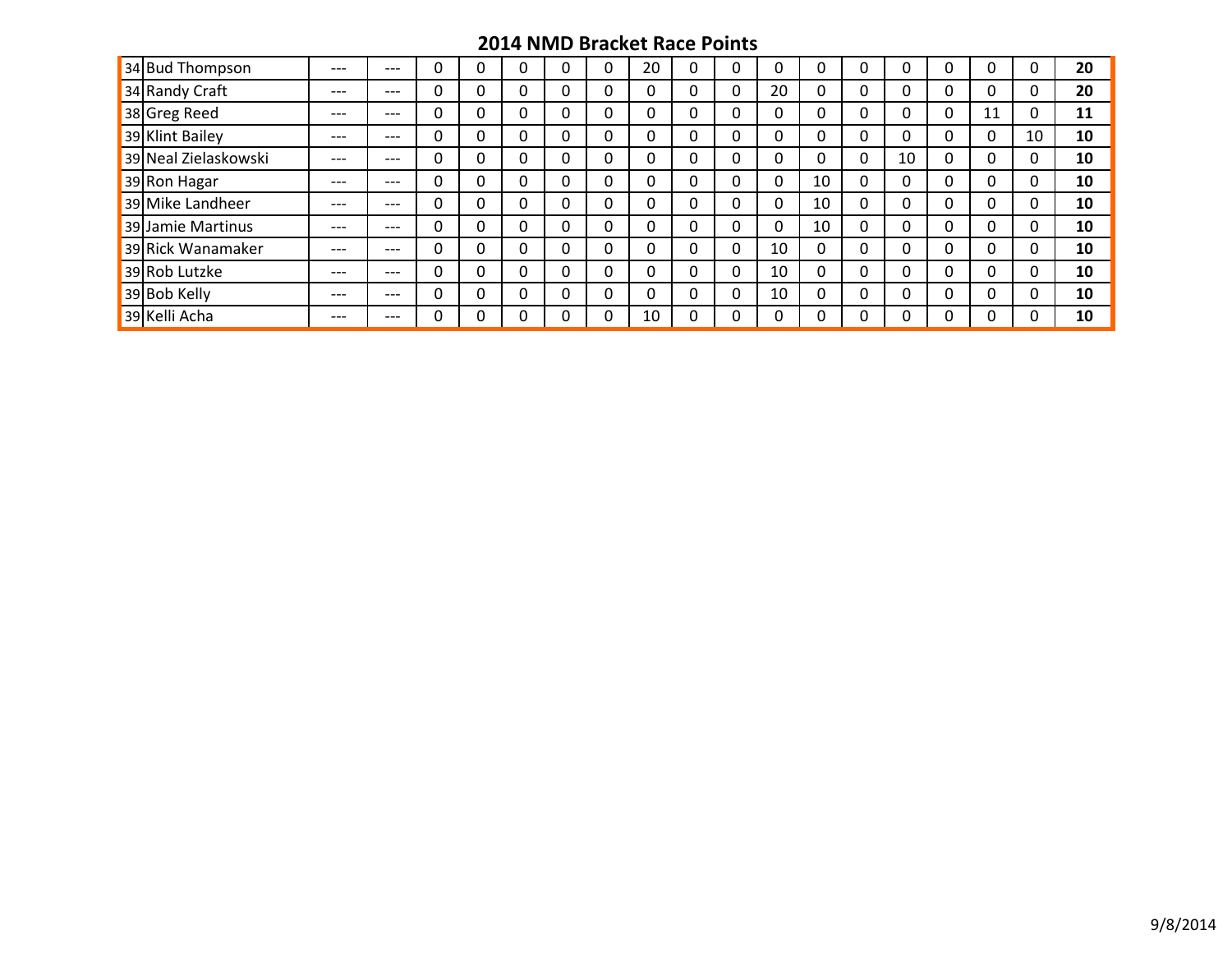## 2014 NMD Bracket Race Points

| | | | | | | | | | | | | | | | | | | | | |
|---|---|---|---|---|---|---|---|---|---|---|---|---|---|---|---|---|---|---|---|---|
| 34 | Bud Thompson | --- | --- | 0 | 0 | 0 | 0 | 0 | 20 | 0 | 0 | 0 | 0 | 0 | 0 | 0 | 0 | 0 | **20** |
| 34 | Randy Craft | --- | --- | 0 | 0 | 0 | 0 | 0 | 0 | 0 | 0 | 20 | 0 | 0 | 0 | 0 | 0 | 0 | **20** |
| 38 | Greg Reed | --- | --- | 0 | 0 | 0 | 0 | 0 | 0 | 0 | 0 | 0 | 0 | 0 | 0 | 0 | 11 | 0 | **11** |
| 39 | Klint Bailey | --- | --- | 0 | 0 | 0 | 0 | 0 | 0 | 0 | 0 | 0 | 0 | 0 | 0 | 0 | 0 | 10 | **10** |
| 39 | Neal Zielaskowski | --- | --- | 0 | 0 | 0 | 0 | 0 | 0 | 0 | 0 | 0 | 0 | 0 | 10 | 0 | 0 | 0 | **10** |
| 39 | Ron Hagar | --- | --- | 0 | 0 | 0 | 0 | 0 | 0 | 0 | 0 | 0 | 10 | 0 | 0 | 0 | 0 | 0 | **10** |
| 39 | Mike Landheer | --- | --- | 0 | 0 | 0 | 0 | 0 | 0 | 0 | 0 | 0 | 10 | 0 | 0 | 0 | 0 | 0 | **10** |
| 39 | Jamie Martinus | --- | --- | 0 | 0 | 0 | 0 | 0 | 0 | 0 | 0 | 0 | 10 | 0 | 0 | 0 | 0 | 0 | **10** |
| 39 | Rick Wanamaker | --- | --- | 0 | 0 | 0 | 0 | 0 | 0 | 0 | 0 | 10 | 0 | 0 | 0 | 0 | 0 | 0 | **10** |
| 39 | Rob Lutzke | --- | --- | 0 | 0 | 0 | 0 | 0 | 0 | 0 | 0 | 10 | 0 | 0 | 0 | 0 | 0 | 0 | **10** |
| 39 | Bob Kelly | --- | --- | 0 | 0 | 0 | 0 | 0 | 0 | 0 | 0 | 10 | 0 | 0 | 0 | 0 | 0 | 0 | **10** |
| 39 | Kelli Acha | --- | --- | 0 | 0 | 0 | 0 | 0 | 10 | 0 | 0 | 0 | 0 | 0 | 0 | 0 | 0 | 0 | **10** |

9/8/2014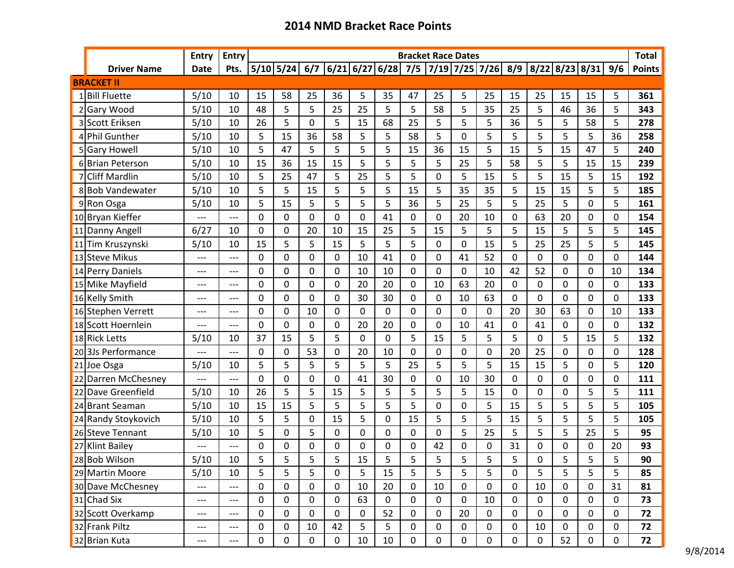# 2014 NMD Bracket Race Points

| | Driver Name | Entry Date | Entry Pts. | 5/10 | 5/24 | 6/7 | 6/21 | 6/27 | 6/28 | 7/5 | 7/19 | 7/25 | 7/26 | 8/9 | 8/22 | 8/23 | 8/31 | 9/6 | Total Points |
|---|---|---|---|---|---|---|---|---|---|---|---|---|---|---|---|---|---|---|---|
| | | | | Bracket Race Dates | | | | | | | | | | | | | | | |
| **BRACKET II** | | | | | | | | | | | | | | | | | | | |
| 1 | Bill Fluette | 5/10 | 10 | 15 | 58 | 25 | 36 | 5 | 35 | 47 | 25 | 5 | 25 | 15 | 25 | 15 | 15 | 5 | **361** |
| 2 | Gary Wood | 5/10 | 10 | 48 | 5 | 5 | 25 | 25 | 5 | 5 | 58 | 5 | 35 | 25 | 5 | 46 | 36 | 5 | **343** |
| 3 | Scott Eriksen | 5/10 | 10 | 26 | 5 | 0 | 5 | 15 | 68 | 25 | 5 | 5 | 5 | 36 | 5 | 5 | 58 | 5 | **278** |
| 4 | Phil Gunther | 5/10 | 10 | 5 | 15 | 36 | 58 | 5 | 5 | 58 | 5 | 0 | 5 | 5 | 5 | 5 | 5 | 36 | **258** |
| 5 | Gary Howell | 5/10 | 10 | 5 | 47 | 5 | 5 | 5 | 5 | 15 | 36 | 15 | 5 | 15 | 5 | 15 | 47 | 5 | **240** |
| 6 | Brian Peterson | 5/10 | 10 | 15 | 36 | 15 | 15 | 5 | 5 | 5 | 5 | 25 | 5 | 58 | 5 | 5 | 15 | 15 | **239** |
| 7 | Cliff Mardlin | 5/10 | 10 | 5 | 25 | 47 | 5 | 25 | 5 | 5 | 0 | 5 | 15 | 5 | 5 | 15 | 5 | 15 | **192** |
| 8 | Bob Vandewater | 5/10 | 10 | 5 | 5 | 15 | 5 | 5 | 5 | 15 | 5 | 35 | 35 | 5 | 15 | 15 | 5 | 5 | **185** |
| 9 | Ron Osga | 5/10 | 10 | 5 | 15 | 5 | 5 | 5 | 5 | 36 | 5 | 25 | 5 | 5 | 25 | 5 | 0 | 5 | **161** |
| 10 | Bryan Kieffer | --- | --- | 0 | 0 | 0 | 0 | 0 | 41 | 0 | 0 | 20 | 10 | 0 | 63 | 20 | 0 | 0 | **154** |
| 11 | Danny Angell | 6/27 | 10 | 0 | 0 | 20 | 10 | 15 | 25 | 5 | 15 | 5 | 5 | 5 | 15 | 5 | 5 | 5 | **145** |
| 11 | Tim Kruszynski | 5/10 | 10 | 15 | 5 | 5 | 15 | 5 | 5 | 5 | 0 | 0 | 15 | 5 | 25 | 25 | 5 | 5 | **145** |
| 13 | Steve Mikus | --- | --- | 0 | 0 | 0 | 0 | 10 | 41 | 0 | 0 | 41 | 52 | 0 | 0 | 0 | 0 | 0 | **144** |
| 14 | Perry Daniels | --- | --- | 0 | 0 | 0 | 0 | 10 | 10 | 0 | 0 | 0 | 10 | 42 | 52 | 0 | 0 | 10 | **134** |
| 15 | Mike Mayfield | --- | --- | 0 | 0 | 0 | 0 | 20 | 20 | 0 | 10 | 63 | 20 | 0 | 0 | 0 | 0 | 0 | **133** |
| 16 | Kelly Smith | --- | --- | 0 | 0 | 0 | 0 | 30 | 30 | 0 | 0 | 10 | 63 | 0 | 0 | 0 | 0 | 0 | **133** |
| 16 | Stephen Verrett | --- | --- | 0 | 0 | 10 | 0 | 0 | 0 | 0 | 0 | 0 | 0 | 20 | 30 | 63 | 0 | 10 | **133** |
| 18 | Scott Hoernlein | --- | --- | 0 | 0 | 0 | 0 | 20 | 20 | 0 | 0 | 10 | 41 | 0 | 41 | 0 | 0 | 0 | **132** |
| 18 | Rick Letts | 5/10 | 10 | 37 | 15 | 5 | 5 | 0 | 0 | 5 | 15 | 5 | 5 | 5 | 0 | 5 | 15 | 5 | **132** |
| 20 | 3Js Performance | --- | --- | 0 | 0 | 53 | 0 | 20 | 10 | 0 | 0 | 0 | 0 | 20 | 25 | 0 | 0 | 0 | **128** |
| 21 | Joe Osga | 5/10 | 10 | 5 | 5 | 5 | 5 | 5 | 5 | 25 | 5 | 5 | 5 | 15 | 15 | 5 | 0 | 5 | **120** |
| 22 | Darren McChesney | --- | --- | 0 | 0 | 0 | 0 | 41 | 30 | 0 | 0 | 10 | 30 | 0 | 0 | 0 | 0 | 0 | **111** |
| 22 | Dave Greenfield | 5/10 | 10 | 26 | 5 | 5 | 15 | 5 | 5 | 5 | 5 | 5 | 15 | 0 | 0 | 0 | 5 | 5 | **111** |
| 24 | Brant Seaman | 5/10 | 10 | 15 | 15 | 5 | 5 | 5 | 5 | 5 | 0 | 0 | 5 | 15 | 5 | 5 | 5 | 5 | **105** |
| 24 | Randy Stoykovich | 5/10 | 10 | 5 | 5 | 0 | 15 | 5 | 0 | 15 | 5 | 5 | 5 | 15 | 5 | 5 | 5 | 5 | **105** |
| 26 | Steve Tennant | 5/10 | 10 | 5 | 0 | 5 | 0 | 0 | 0 | 0 | 0 | 5 | 25 | 5 | 5 | 5 | 25 | 5 | **95** |
| 27 | Klint Bailey | --- | --- | 0 | 0 | 0 | 0 | 0 | 0 | 0 | 42 | 0 | 0 | 31 | 0 | 0 | 0 | 20 | **93** |
| 28 | Bob Wilson | 5/10 | 10 | 5 | 5 | 5 | 5 | 15 | 5 | 5 | 5 | 5 | 5 | 5 | 0 | 5 | 5 | 5 | **90** |
| 29 | Martin Moore | 5/10 | 10 | 5 | 5 | 5 | 0 | 5 | 15 | 5 | 5 | 5 | 5 | 0 | 5 | 5 | 5 | 5 | **85** |
| 30 | Dave McChesney | --- | --- | 0 | 0 | 0 | 0 | 10 | 20 | 0 | 10 | 0 | 0 | 0 | 10 | 0 | 0 | 31 | **81** |
| 31 | Chad Six | --- | --- | 0 | 0 | 0 | 0 | 63 | 0 | 0 | 0 | 0 | 10 | 0 | 0 | 0 | 0 | 0 | **73** |
| 32 | Scott Overkamp | --- | --- | 0 | 0 | 0 | 0 | 0 | 52 | 0 | 0 | 20 | 0 | 0 | 0 | 0 | 0 | 0 | **72** |
| 32 | Frank Piltz | --- | --- | 0 | 0 | 10 | 42 | 5 | 5 | 0 | 0 | 0 | 0 | 0 | 10 | 0 | 0 | 0 | **72** |
| 32 | Brian Kuta | --- | --- | 0 | 0 | 0 | 0 | 10 | 10 | 0 | 0 | 0 | 0 | 0 | 0 | 52 | 0 | 0 | **72** |

9/8/2014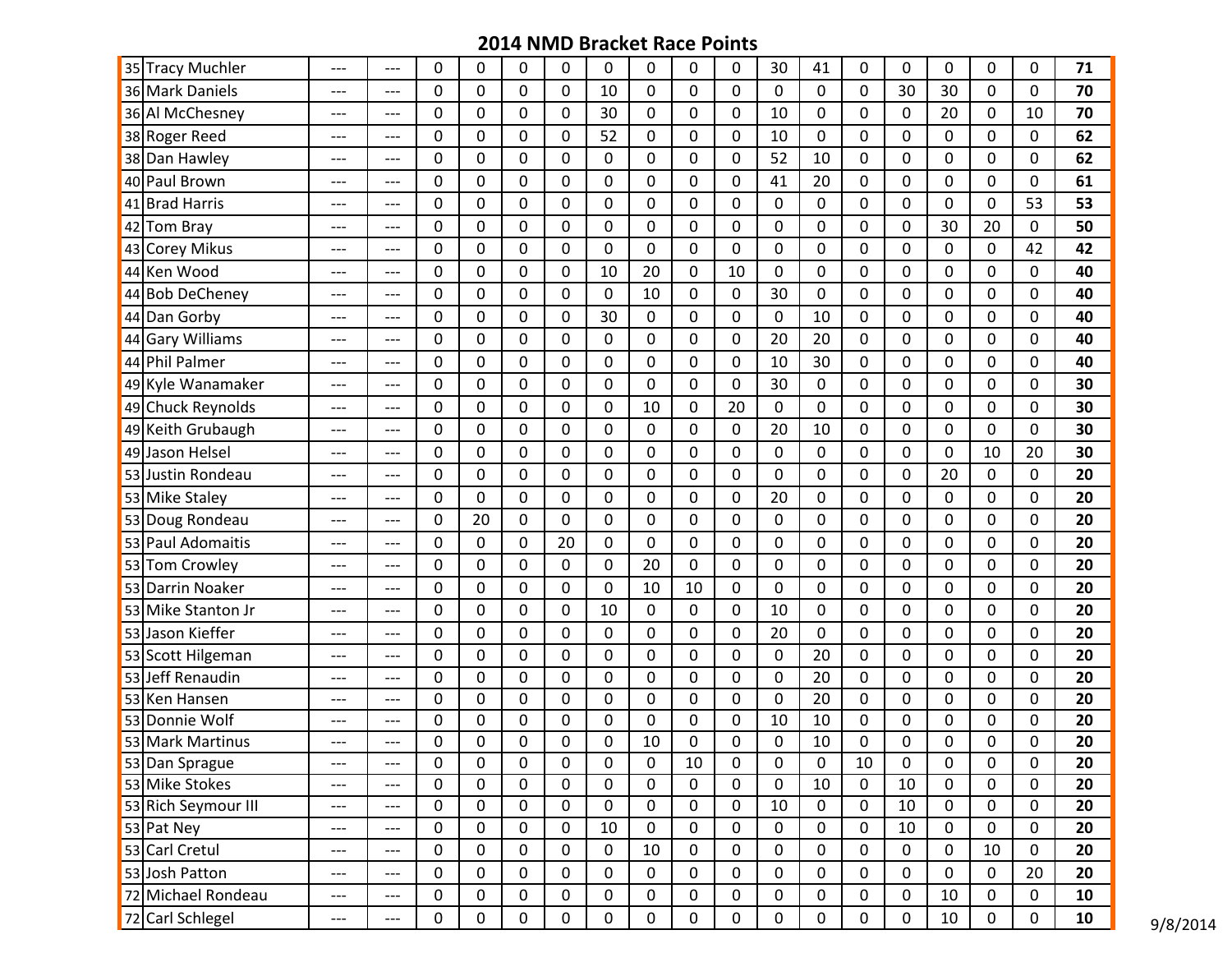# 2014 NMD Bracket Race Points

| | | | | | | | | | | | | | | | | | | | | |
|---|---|---|---|---|---|---|---|---|---|---|---|---|---|---|---|---|---|---|---|---|
| 35 | Tracy Muchler | --- | --- | 0 | 0 | 0 | 0 | 0 | 0 | 0 | 0 | 30 | 41 | 0 | 0 | 0 | 0 | 0 | **71** |
| 36 | Mark Daniels | --- | --- | 0 | 0 | 0 | 0 | 10 | 0 | 0 | 0 | 0 | 0 | 0 | 30 | 30 | 0 | 0 | **70** |
| 36 | Al McChesney | --- | --- | 0 | 0 | 0 | 0 | 30 | 0 | 0 | 0 | 10 | 0 | 0 | 0 | 20 | 0 | 10 | **70** |
| 38 | Roger Reed | --- | --- | 0 | 0 | 0 | 0 | 52 | 0 | 0 | 0 | 10 | 0 | 0 | 0 | 0 | 0 | 0 | **62** |
| 38 | Dan Hawley | --- | --- | 0 | 0 | 0 | 0 | 0 | 0 | 0 | 0 | 52 | 10 | 0 | 0 | 0 | 0 | 0 | **62** |
| 40 | Paul Brown | --- | --- | 0 | 0 | 0 | 0 | 0 | 0 | 0 | 0 | 41 | 20 | 0 | 0 | 0 | 0 | 0 | **61** |
| 41 | Brad Harris | --- | --- | 0 | 0 | 0 | 0 | 0 | 0 | 0 | 0 | 0 | 0 | 0 | 0 | 0 | 0 | 53 | **53** |
| 42 | Tom Bray | --- | --- | 0 | 0 | 0 | 0 | 0 | 0 | 0 | 0 | 0 | 0 | 0 | 0 | 30 | 20 | 0 | **50** |
| 43 | Corey Mikus | --- | --- | 0 | 0 | 0 | 0 | 0 | 0 | 0 | 0 | 0 | 0 | 0 | 0 | 0 | 0 | 42 | **42** |
| 44 | Ken Wood | --- | --- | 0 | 0 | 0 | 0 | 10 | 20 | 0 | 10 | 0 | 0 | 0 | 0 | 0 | 0 | 0 | **40** |
| 44 | Bob DeCheney | --- | --- | 0 | 0 | 0 | 0 | 0 | 10 | 0 | 0 | 30 | 0 | 0 | 0 | 0 | 0 | 0 | **40** |
| 44 | Dan Gorby | --- | --- | 0 | 0 | 0 | 0 | 30 | 0 | 0 | 0 | 0 | 10 | 0 | 0 | 0 | 0 | 0 | **40** |
| 44 | Gary Williams | --- | --- | 0 | 0 | 0 | 0 | 0 | 0 | 0 | 0 | 20 | 20 | 0 | 0 | 0 | 0 | 0 | **40** |
| 44 | Phil Palmer | --- | --- | 0 | 0 | 0 | 0 | 0 | 0 | 0 | 0 | 10 | 30 | 0 | 0 | 0 | 0 | 0 | **40** |
| 49 | Kyle Wanamaker | --- | --- | 0 | 0 | 0 | 0 | 0 | 0 | 0 | 0 | 30 | 0 | 0 | 0 | 0 | 0 | 0 | **30** |
| 49 | Chuck Reynolds | --- | --- | 0 | 0 | 0 | 0 | 0 | 10 | 0 | 20 | 0 | 0 | 0 | 0 | 0 | 0 | 0 | **30** |
| 49 | Keith Grubaugh | --- | --- | 0 | 0 | 0 | 0 | 0 | 0 | 0 | 0 | 20 | 10 | 0 | 0 | 0 | 0 | 0 | **30** |
| 49 | Jason Helsel | --- | --- | 0 | 0 | 0 | 0 | 0 | 0 | 0 | 0 | 0 | 0 | 0 | 0 | 0 | 10 | 20 | **30** |
| 53 | Justin Rondeau | --- | --- | 0 | 0 | 0 | 0 | 0 | 0 | 0 | 0 | 0 | 0 | 0 | 0 | 20 | 0 | 0 | **20** |
| 53 | Mike Staley | --- | --- | 0 | 0 | 0 | 0 | 0 | 0 | 0 | 0 | 20 | 0 | 0 | 0 | 0 | 0 | 0 | **20** |
| 53 | Doug Rondeau | --- | --- | 0 | 20 | 0 | 0 | 0 | 0 | 0 | 0 | 0 | 0 | 0 | 0 | 0 | 0 | 0 | **20** |
| 53 | Paul Adomaitis | --- | --- | 0 | 0 | 0 | 20 | 0 | 0 | 0 | 0 | 0 | 0 | 0 | 0 | 0 | 0 | 0 | **20** |
| 53 | Tom Crowley | --- | --- | 0 | 0 | 0 | 0 | 0 | 20 | 0 | 0 | 0 | 0 | 0 | 0 | 0 | 0 | 0 | **20** |
| 53 | Darrin Noaker | --- | --- | 0 | 0 | 0 | 0 | 0 | 10 | 10 | 0 | 0 | 0 | 0 | 0 | 0 | 0 | 0 | **20** |
| 53 | Mike Stanton Jr | --- | --- | 0 | 0 | 0 | 0 | 10 | 0 | 0 | 0 | 10 | 0 | 0 | 0 | 0 | 0 | 0 | **20** |
| 53 | Jason Kieffer | --- | --- | 0 | 0 | 0 | 0 | 0 | 0 | 0 | 0 | 20 | 0 | 0 | 0 | 0 | 0 | 0 | **20** |
| 53 | Scott Hilgeman | --- | --- | 0 | 0 | 0 | 0 | 0 | 0 | 0 | 0 | 0 | 20 | 0 | 0 | 0 | 0 | 0 | **20** |
| 53 | Jeff Renaudin | --- | --- | 0 | 0 | 0 | 0 | 0 | 0 | 0 | 0 | 0 | 20 | 0 | 0 | 0 | 0 | 0 | **20** |
| 53 | Ken Hansen | --- | --- | 0 | 0 | 0 | 0 | 0 | 0 | 0 | 0 | 0 | 20 | 0 | 0 | 0 | 0 | 0 | **20** |
| 53 | Donnie Wolf | --- | --- | 0 | 0 | 0 | 0 | 0 | 0 | 0 | 0 | 10 | 10 | 0 | 0 | 0 | 0 | 0 | **20** |
| 53 | Mark Martinus | --- | --- | 0 | 0 | 0 | 0 | 0 | 10 | 0 | 0 | 0 | 10 | 0 | 0 | 0 | 0 | 0 | **20** |
| 53 | Dan Sprague | --- | --- | 0 | 0 | 0 | 0 | 0 | 0 | 10 | 0 | 0 | 0 | 10 | 0 | 0 | 0 | 0 | **20** |
| 53 | Mike Stokes | --- | --- | 0 | 0 | 0 | 0 | 0 | 0 | 0 | 0 | 0 | 10 | 0 | 10 | 0 | 0 | 0 | **20** |
| 53 | Rich Seymour III | --- | --- | 0 | 0 | 0 | 0 | 0 | 0 | 0 | 0 | 10 | 0 | 0 | 10 | 0 | 0 | 0 | **20** |
| 53 | Pat Ney | --- | --- | 0 | 0 | 0 | 0 | 10 | 0 | 0 | 0 | 0 | 0 | 0 | 10 | 0 | 0 | 0 | **20** |
| 53 | Carl Cretul | --- | --- | 0 | 0 | 0 | 0 | 0 | 10 | 0 | 0 | 0 | 0 | 0 | 0 | 0 | 10 | 0 | **20** |
| 53 | Josh Patton | --- | --- | 0 | 0 | 0 | 0 | 0 | 0 | 0 | 0 | 0 | 0 | 0 | 0 | 0 | 0 | 20 | **20** |
| 72 | Michael Rondeau | --- | --- | 0 | 0 | 0 | 0 | 0 | 0 | 0 | 0 | 0 | 0 | 0 | 0 | 10 | 0 | 0 | **10** |
| 72 | Carl Schlegel | --- | --- | 0 | 0 | 0 | 0 | 0 | 0 | 0 | 0 | 0 | 0 | 0 | 0 | 10 | 0 | 0 | **10** |

9/8/2014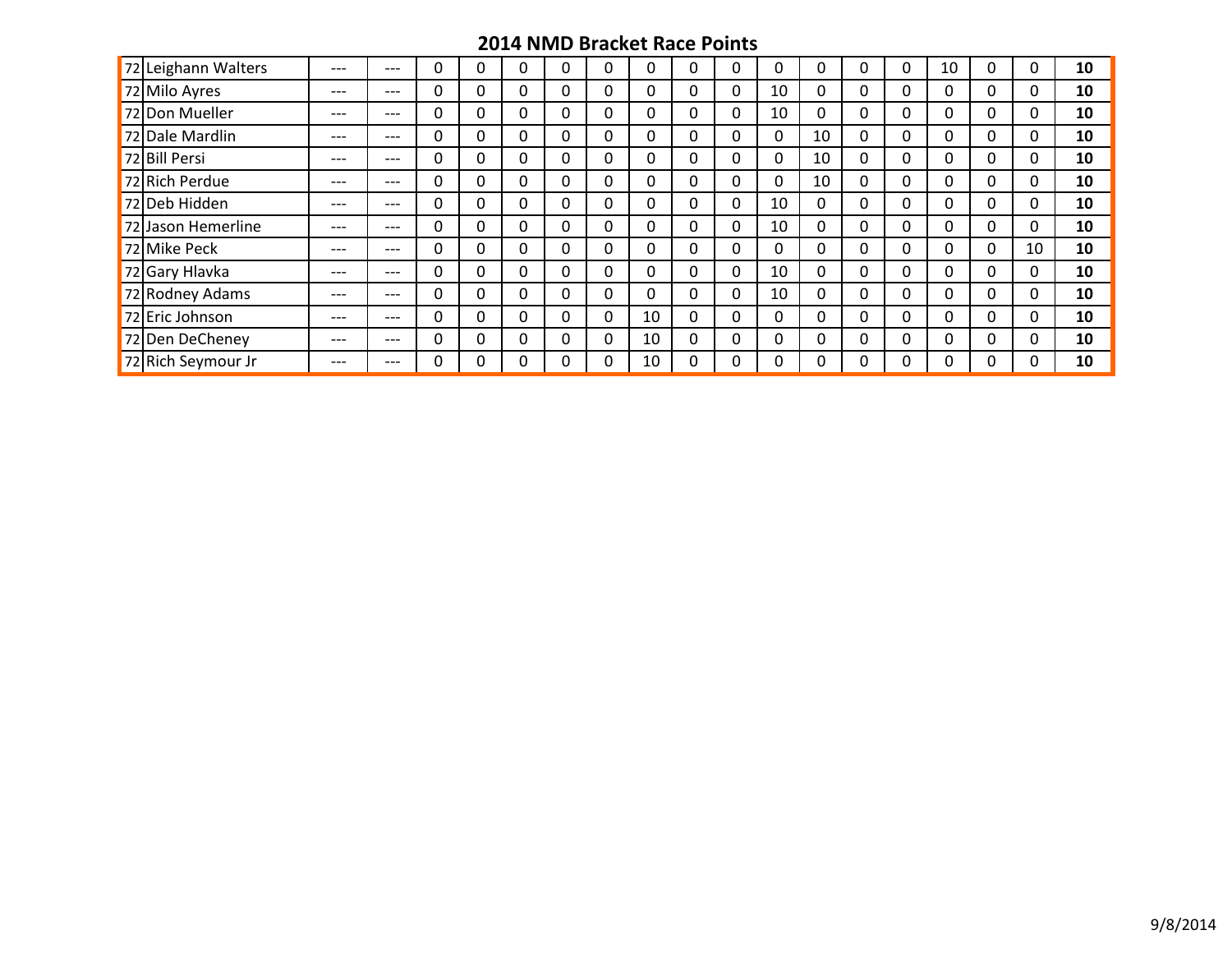## 2014 NMD Bracket Race Points

| | | | | | | | | | | | | | | | | | | | | |
|---|---|---|---|---|---|---|---|---|---|---|---|---|---|---|---|---|---|---|---|---|
| 72 | Leighann Walters | --- | --- | 0 | 0 | 0 | 0 | 0 | 0 | 0 | 0 | 0 | 0 | 0 | 0 | 10 | 0 | 0 | **10** |
| 72 | Milo Ayres | --- | --- | 0 | 0 | 0 | 0 | 0 | 0 | 0 | 0 | 10 | 0 | 0 | 0 | 0 | 0 | 0 | **10** |
| 72 | Don Mueller | --- | --- | 0 | 0 | 0 | 0 | 0 | 0 | 0 | 0 | 10 | 0 | 0 | 0 | 0 | 0 | 0 | **10** |
| 72 | Dale Mardlin | --- | --- | 0 | 0 | 0 | 0 | 0 | 0 | 0 | 0 | 0 | 10 | 0 | 0 | 0 | 0 | 0 | **10** |
| 72 | Bill Persi | --- | --- | 0 | 0 | 0 | 0 | 0 | 0 | 0 | 0 | 0 | 10 | 0 | 0 | 0 | 0 | 0 | **10** |
| 72 | Rich Perdue | --- | --- | 0 | 0 | 0 | 0 | 0 | 0 | 0 | 0 | 0 | 10 | 0 | 0 | 0 | 0 | 0 | **10** |
| 72 | Deb Hidden | --- | --- | 0 | 0 | 0 | 0 | 0 | 0 | 0 | 0 | 10 | 0 | 0 | 0 | 0 | 0 | 0 | **10** |
| 72 | Jason Hemerline | --- | --- | 0 | 0 | 0 | 0 | 0 | 0 | 0 | 0 | 10 | 0 | 0 | 0 | 0 | 0 | 0 | **10** |
| 72 | Mike Peck | --- | --- | 0 | 0 | 0 | 0 | 0 | 0 | 0 | 0 | 0 | 0 | 0 | 0 | 0 | 0 | 10 | **10** |
| 72 | Gary Hlavka | --- | --- | 0 | 0 | 0 | 0 | 0 | 0 | 0 | 0 | 10 | 0 | 0 | 0 | 0 | 0 | 0 | **10** |
| 72 | Rodney Adams | --- | --- | 0 | 0 | 0 | 0 | 0 | 0 | 0 | 0 | 10 | 0 | 0 | 0 | 0 | 0 | 0 | **10** |
| 72 | Eric Johnson | --- | --- | 0 | 0 | 0 | 0 | 0 | 10 | 0 | 0 | 0 | 0 | 0 | 0 | 0 | 0 | 0 | **10** |
| 72 | Den DeCheney | --- | --- | 0 | 0 | 0 | 0 | 0 | 10 | 0 | 0 | 0 | 0 | 0 | 0 | 0 | 0 | 0 | **10** |
| 72 | Rich Seymour Jr | --- | --- | 0 | 0 | 0 | 0 | 0 | 10 | 0 | 0 | 0 | 0 | 0 | 0 | 0 | 0 | 0 | **10** |

9/8/2014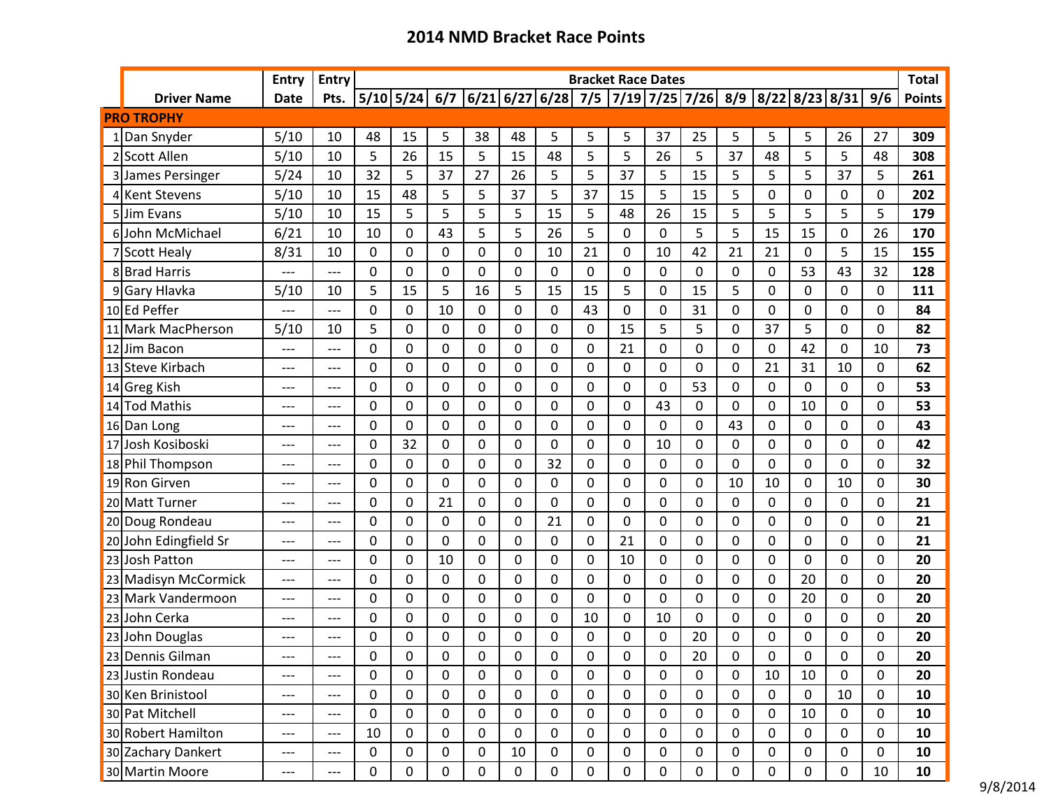# 2014 NMD Bracket Race Points

| | Driver Name | Entry Date | Entry Pts. | 5/10 | 5/24 | 6/7 | 6/21 | 6/27 | 6/28 | 7/5 | 7/19 | 7/25 | 7/26 | 8/9 | 8/22 | 8/23 | 8/31 | 9/6 | Total Points |
|---|---|---|---|---|---|---|---|---|---|---|---|---|---|---|---|---|---|---|---|
| **PRO TROPHY** | | | | | | | | | | | | | | | | | | | |
| 1 | Dan Snyder | 5/10 | 10 | 48 | 15 | 5 | 38 | 48 | 5 | 5 | 5 | 37 | 25 | 5 | 5 | 5 | 26 | 27 | **309** |
| 2 | Scott Allen | 5/10 | 10 | 5 | 26 | 15 | 5 | 15 | 48 | 5 | 5 | 26 | 5 | 37 | 48 | 5 | 5 | 48 | **308** |
| 3 | James Persinger | 5/24 | 10 | 32 | 5 | 37 | 27 | 26 | 5 | 5 | 37 | 5 | 15 | 5 | 5 | 5 | 37 | 5 | **261** |
| 4 | Kent Stevens | 5/10 | 10 | 15 | 48 | 5 | 5 | 37 | 5 | 37 | 15 | 5 | 15 | 5 | 0 | 0 | 0 | 0 | **202** |
| 5 | Jim Evans | 5/10 | 10 | 15 | 5 | 5 | 5 | 5 | 15 | 5 | 48 | 26 | 15 | 5 | 5 | 5 | 5 | 5 | **179** |
| 6 | John McMichael | 6/21 | 10 | 10 | 0 | 43 | 5 | 5 | 26 | 5 | 0 | 0 | 5 | 5 | 15 | 15 | 0 | 26 | **170** |
| 7 | Scott Healy | 8/31 | 10 | 0 | 0 | 0 | 0 | 0 | 10 | 21 | 0 | 10 | 42 | 21 | 21 | 0 | 5 | 15 | **155** |
| 8 | Brad Harris | --- | --- | 0 | 0 | 0 | 0 | 0 | 0 | 0 | 0 | 0 | 0 | 0 | 0 | 53 | 43 | 32 | **128** |
| 9 | Gary Hlavka | 5/10 | 10 | 5 | 15 | 5 | 16 | 5 | 15 | 15 | 5 | 0 | 15 | 5 | 0 | 0 | 0 | 0 | **111** |
| 10 | Ed Peffer | --- | --- | 0 | 0 | 10 | 0 | 0 | 0 | 43 | 0 | 0 | 31 | 0 | 0 | 0 | 0 | 0 | **84** |
| 11 | Mark MacPherson | 5/10 | 10 | 5 | 0 | 0 | 0 | 0 | 0 | 0 | 15 | 5 | 5 | 0 | 37 | 5 | 0 | 0 | **82** |
| 12 | Jim Bacon | --- | --- | 0 | 0 | 0 | 0 | 0 | 0 | 0 | 21 | 0 | 0 | 0 | 0 | 42 | 0 | 10 | **73** |
| 13 | Steve Kirbach | --- | --- | 0 | 0 | 0 | 0 | 0 | 0 | 0 | 0 | 0 | 0 | 0 | 21 | 31 | 10 | 0 | **62** |
| 14 | Greg Kish | --- | --- | 0 | 0 | 0 | 0 | 0 | 0 | 0 | 0 | 0 | 53 | 0 | 0 | 0 | 0 | 0 | **53** |
| 14 | Tod Mathis | --- | --- | 0 | 0 | 0 | 0 | 0 | 0 | 0 | 0 | 43 | 0 | 0 | 0 | 10 | 0 | 0 | **53** |
| 16 | Dan Long | --- | --- | 0 | 0 | 0 | 0 | 0 | 0 | 0 | 0 | 0 | 0 | 43 | 0 | 0 | 0 | 0 | **43** |
| 17 | Josh Kosiboski | --- | --- | 0 | 32 | 0 | 0 | 0 | 0 | 0 | 0 | 10 | 0 | 0 | 0 | 0 | 0 | 0 | **42** |
| 18 | Phil Thompson | --- | --- | 0 | 0 | 0 | 0 | 0 | 32 | 0 | 0 | 0 | 0 | 0 | 0 | 0 | 0 | 0 | **32** |
| 19 | Ron Girven | --- | --- | 0 | 0 | 0 | 0 | 0 | 0 | 0 | 0 | 0 | 0 | 10 | 10 | 0 | 10 | 0 | **30** |
| 20 | Matt Turner | --- | --- | 0 | 0 | 21 | 0 | 0 | 0 | 0 | 0 | 0 | 0 | 0 | 0 | 0 | 0 | 0 | **21** |
| 20 | Doug Rondeau | --- | --- | 0 | 0 | 0 | 0 | 0 | 21 | 0 | 0 | 0 | 0 | 0 | 0 | 0 | 0 | 0 | **21** |
| 20 | John Edingfield Sr | --- | --- | 0 | 0 | 0 | 0 | 0 | 0 | 0 | 21 | 0 | 0 | 0 | 0 | 0 | 0 | 0 | **21** |
| 23 | Josh Patton | --- | --- | 0 | 0 | 10 | 0 | 0 | 0 | 0 | 10 | 0 | 0 | 0 | 0 | 0 | 0 | 0 | **20** |
| 23 | Madisyn McCormick | --- | --- | 0 | 0 | 0 | 0 | 0 | 0 | 0 | 0 | 0 | 0 | 0 | 0 | 20 | 0 | 0 | **20** |
| 23 | Mark Vandermoon | --- | --- | 0 | 0 | 0 | 0 | 0 | 0 | 0 | 0 | 0 | 0 | 0 | 0 | 20 | 0 | 0 | **20** |
| 23 | John Cerka | --- | --- | 0 | 0 | 0 | 0 | 0 | 0 | 10 | 0 | 10 | 0 | 0 | 0 | 0 | 0 | 0 | **20** |
| 23 | John Douglas | --- | --- | 0 | 0 | 0 | 0 | 0 | 0 | 0 | 0 | 0 | 20 | 0 | 0 | 0 | 0 | 0 | **20** |
| 23 | Dennis Gilman | --- | --- | 0 | 0 | 0 | 0 | 0 | 0 | 0 | 0 | 0 | 20 | 0 | 0 | 0 | 0 | 0 | **20** |
| 23 | Justin Rondeau | --- | --- | 0 | 0 | 0 | 0 | 0 | 0 | 0 | 0 | 0 | 0 | 0 | 10 | 10 | 0 | 0 | **20** |
| 30 | Ken Brinistool | --- | --- | 0 | 0 | 0 | 0 | 0 | 0 | 0 | 0 | 0 | 0 | 0 | 0 | 0 | 10 | 0 | **10** |
| 30 | Pat Mitchell | --- | --- | 0 | 0 | 0 | 0 | 0 | 0 | 0 | 0 | 0 | 0 | 0 | 0 | 10 | 0 | 0 | **10** |
| 30 | Robert Hamilton | --- | --- | 10 | 0 | 0 | 0 | 0 | 0 | 0 | 0 | 0 | 0 | 0 | 0 | 0 | 0 | 0 | **10** |
| 30 | Zachary Dankert | --- | --- | 0 | 0 | 0 | 0 | 10 | 0 | 0 | 0 | 0 | 0 | 0 | 0 | 0 | 0 | 0 | **10** |
| 30 | Martin Moore | --- | --- | 0 | 0 | 0 | 0 | 0 | 0 | 0 | 0 | 0 | 0 | 0 | 0 | 0 | 0 | 10 | **10** |

9/8/2014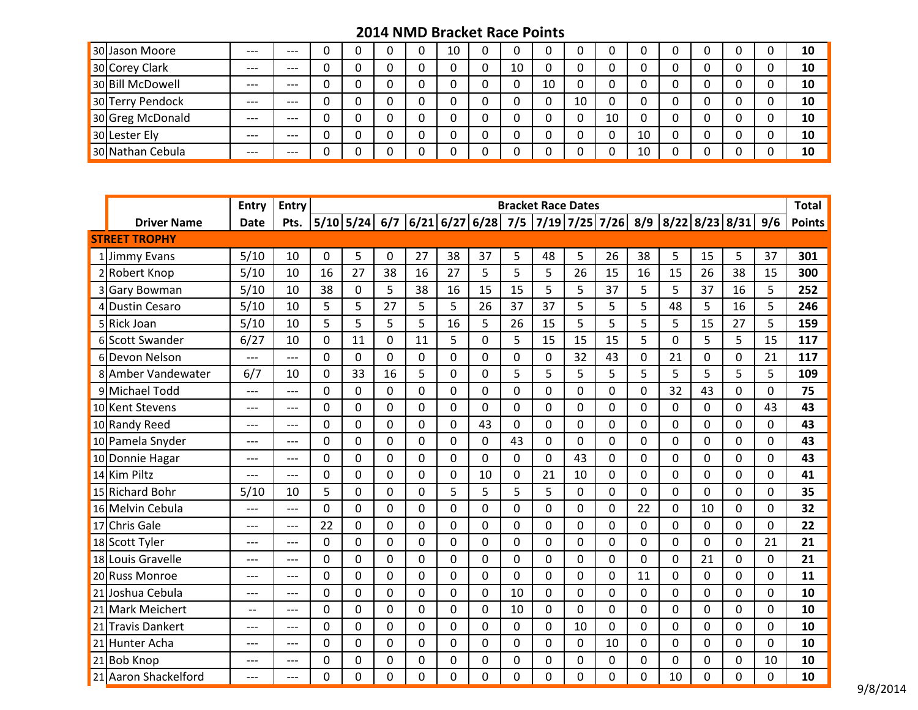# 2014 NMD Bracket Race Points

| | | | | | | | | | | | | | | | | | | | |
|---|---|---|---|---|---|---|---|---|---|---|---|---|---|---|---|---|---|---|---|
| 30 | Jason Moore | --- | --- | 0 | 0 | 0 | 0 | 10 | 0 | 0 | 0 | 0 | 0 | 0 | 0 | 0 | 0 | 0 | **10** |
| 30 | Corey Clark | --- | --- | 0 | 0 | 0 | 0 | 0 | 0 | 10 | 0 | 0 | 0 | 0 | 0 | 0 | 0 | 0 | **10** |
| 30 | Bill McDowell | --- | --- | 0 | 0 | 0 | 0 | 0 | 0 | 0 | 10 | 0 | 0 | 0 | 0 | 0 | 0 | 0 | **10** |
| 30 | Terry Pendock | --- | --- | 0 | 0 | 0 | 0 | 0 | 0 | 0 | 0 | 10 | 0 | 0 | 0 | 0 | 0 | 0 | **10** |
| 30 | Greg McDonald | --- | --- | 0 | 0 | 0 | 0 | 0 | 0 | 0 | 0 | 0 | 10 | 0 | 0 | 0 | 0 | 0 | **10** |
| 30 | Lester Ely | --- | --- | 0 | 0 | 0 | 0 | 0 | 0 | 0 | 0 | 0 | 0 | 10 | 0 | 0 | 0 | 0 | **10** |
| 30 | Nathan Cebula | --- | --- | 0 | 0 | 0 | 0 | 0 | 0 | 0 | 0 | 0 | 0 | 10 | 0 | 0 | 0 | 0 | **10** |

| | | Entry | Entry | Bracket Race Dates | | | | | | | | | | | | | | | Total |
|---|---|---|---|---|---|---|---|---|---|---|---|---|---|---|---|---|---|---|---|
| | **Driver Name** | **Date** | **Pts.** | **5/10** | **5/24** | **6/7** | **6/21** | **6/27** | **6/28** | **7/5** | **7/19** | **7/25** | **7/26** | **8/9** | **8/22** | **8/23** | **8/31** | **9/6** | **Points** |
| **STREET TROPHY** | | | | | | | | | | | | | | | | | | | |
| 1 | Jimmy Evans | 5/10 | 10 | 0 | 5 | 0 | 27 | 38 | 37 | 5 | 48 | 5 | 26 | 38 | 5 | 15 | 5 | 37 | **301** |
| 2 | Robert Knop | 5/10 | 10 | 16 | 27 | 38 | 16 | 27 | 5 | 5 | 5 | 26 | 15 | 16 | 15 | 26 | 38 | 15 | **300** |
| 3 | Gary Bowman | 5/10 | 10 | 38 | 0 | 5 | 38 | 16 | 15 | 15 | 5 | 5 | 37 | 5 | 5 | 37 | 16 | 5 | **252** |
| 4 | Dustin Cesaro | 5/10 | 10 | 5 | 5 | 27 | 5 | 5 | 26 | 37 | 37 | 5 | 5 | 5 | 48 | 5 | 16 | 5 | **246** |
| 5 | Rick Joan | 5/10 | 10 | 5 | 5 | 5 | 5 | 16 | 5 | 26 | 15 | 5 | 5 | 5 | 5 | 15 | 27 | 5 | **159** |
| 6 | Scott Swander | 6/27 | 10 | 0 | 11 | 0 | 11 | 5 | 0 | 5 | 15 | 15 | 15 | 5 | 0 | 5 | 5 | 15 | **117** |
| 6 | Devon Nelson | --- | --- | 0 | 0 | 0 | 0 | 0 | 0 | 0 | 0 | 32 | 43 | 0 | 21 | 0 | 0 | 21 | **117** |
| 8 | Amber Vandewater | 6/7 | 10 | 0 | 33 | 16 | 5 | 0 | 0 | 5 | 5 | 5 | 5 | 5 | 5 | 5 | 5 | 5 | **109** |
| 9 | Michael Todd | --- | --- | 0 | 0 | 0 | 0 | 0 | 0 | 0 | 0 | 0 | 0 | 0 | 32 | 43 | 0 | 0 | **75** |
| 10 | Kent Stevens | --- | --- | 0 | 0 | 0 | 0 | 0 | 0 | 0 | 0 | 0 | 0 | 0 | 0 | 0 | 0 | 43 | **43** |
| 10 | Randy Reed | --- | --- | 0 | 0 | 0 | 0 | 0 | 43 | 0 | 0 | 0 | 0 | 0 | 0 | 0 | 0 | 0 | **43** |
| 10 | Pamela Snyder | --- | --- | 0 | 0 | 0 | 0 | 0 | 0 | 43 | 0 | 0 | 0 | 0 | 0 | 0 | 0 | 0 | **43** |
| 10 | Donnie Hagar | --- | --- | 0 | 0 | 0 | 0 | 0 | 0 | 0 | 0 | 43 | 0 | 0 | 0 | 0 | 0 | 0 | **43** |
| 14 | Kim Piltz | --- | --- | 0 | 0 | 0 | 0 | 0 | 10 | 0 | 21 | 10 | 0 | 0 | 0 | 0 | 0 | 0 | **41** |
| 15 | Richard Bohr | 5/10 | 10 | 5 | 0 | 0 | 0 | 5 | 5 | 5 | 5 | 0 | 0 | 0 | 0 | 0 | 0 | 0 | **35** |
| 16 | Melvin Cebula | --- | --- | 0 | 0 | 0 | 0 | 0 | 0 | 0 | 0 | 0 | 0 | 22 | 0 | 10 | 0 | 0 | **32** |
| 17 | Chris Gale | --- | --- | 22 | 0 | 0 | 0 | 0 | 0 | 0 | 0 | 0 | 0 | 0 | 0 | 0 | 0 | 0 | **22** |
| 18 | Scott Tyler | --- | --- | 0 | 0 | 0 | 0 | 0 | 0 | 0 | 0 | 0 | 0 | 0 | 0 | 0 | 0 | 21 | **21** |
| 18 | Louis Gravelle | --- | --- | 0 | 0 | 0 | 0 | 0 | 0 | 0 | 0 | 0 | 0 | 0 | 0 | 21 | 0 | 0 | **21** |
| 20 | Russ Monroe | --- | --- | 0 | 0 | 0 | 0 | 0 | 0 | 0 | 0 | 0 | 0 | 11 | 0 | 0 | 0 | 0 | **11** |
| 21 | Joshua Cebula | --- | --- | 0 | 0 | 0 | 0 | 0 | 0 | 10 | 0 | 0 | 0 | 0 | 0 | 0 | 0 | 0 | **10** |
| 21 | Mark Meichert | -- | --- | 0 | 0 | 0 | 0 | 0 | 0 | 10 | 0 | 0 | 0 | 0 | 0 | 0 | 0 | 0 | **10** |
| 21 | Travis Dankert | --- | --- | 0 | 0 | 0 | 0 | 0 | 0 | 0 | 0 | 10 | 0 | 0 | 0 | 0 | 0 | 0 | **10** |
| 21 | Hunter Acha | --- | --- | 0 | 0 | 0 | 0 | 0 | 0 | 0 | 0 | 0 | 10 | 0 | 0 | 0 | 0 | 0 | **10** |
| 21 | Bob Knop | --- | --- | 0 | 0 | 0 | 0 | 0 | 0 | 0 | 0 | 0 | 0 | 0 | 0 | 0 | 0 | 10 | **10** |
| 21 | Aaron Shackelford | --- | --- | 0 | 0 | 0 | 0 | 0 | 0 | 0 | 0 | 0 | 0 | 0 | 10 | 0 | 0 | 0 | **10** |

9/8/2014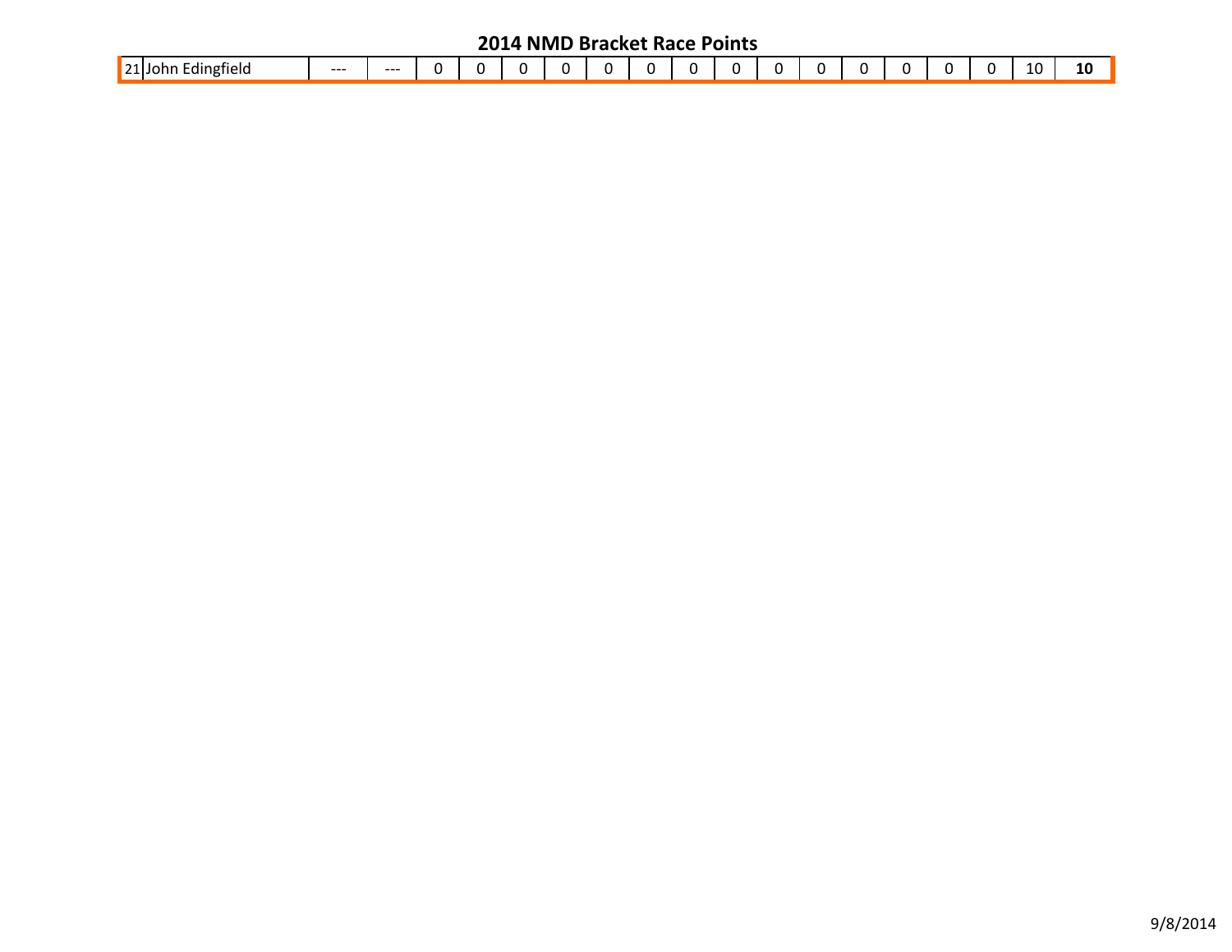## 2014 NMD Bracket Race Points

| | | | | | | | | | | | | | | | | | | | |
|---|---|---|---|---|---|---|---|---|---|---|---|---|---|---|---|---|---|---|---|
| 21 | John Edingfield | --- | --- | 0 | 0 | 0 | 0 | 0 | 0 | 0 | 0 | 0 | 0 | 0 | 0 | 0 | 0 | 10 | **10** |